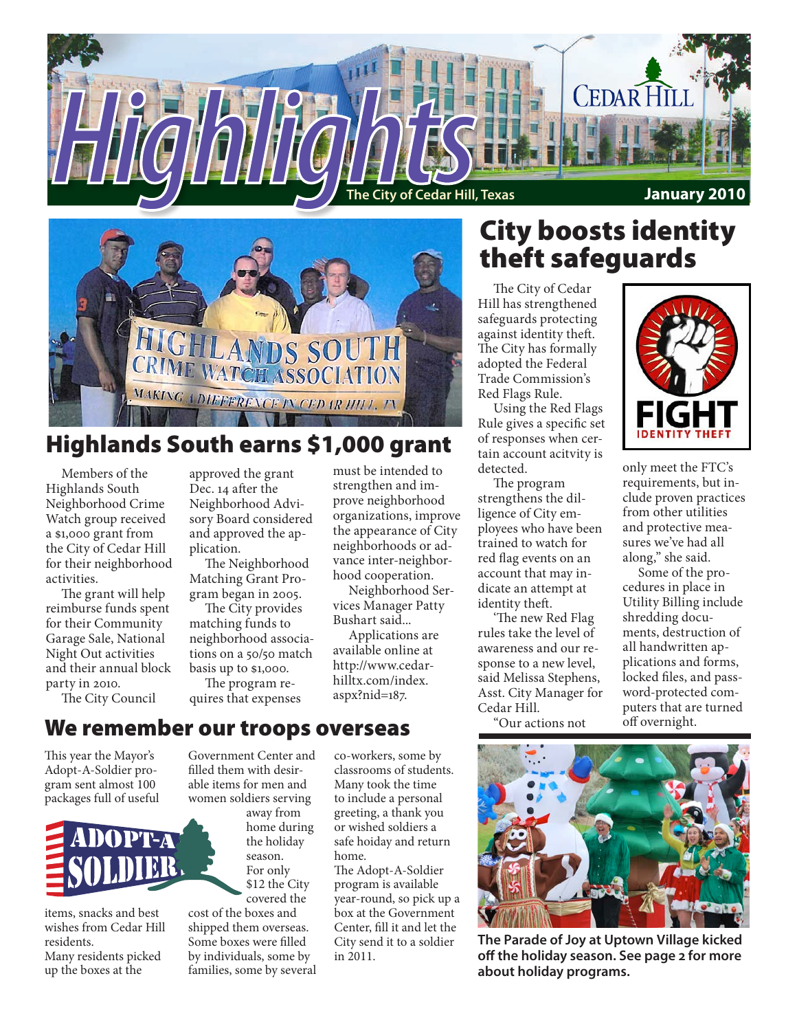# Highlights

The City of Cedar Hill, Texas

January 2010

## Highlands South earns $1,000 grant

Members of the Highlands South Neighborhood Crime Watch group received a $1,000 grant from the City of Cedar Hill for their neighborhood activities.

The grant will help reimburse funds spent for their Community Garage Sale, National Night Out activities and their annual block party in 2010.

The City Council approved the grant Dec. 14 after the Neighborhood Advisory Board considered and approved the application.

The Neighborhood Matching Grant Program began in 2005.

The City provides matching funds to neighborhood associations on a 50/50 match basis up to $1,000.

The program requires that expenses must be intended to strengthen and improve neighborhood organizations, improve the appearance of City neighborhoods or advance inter-neighborhood cooperation.

Neighborhood Services Manager Patty Bushart said...

Applications are available online at http://www.cedarhilltx.com/index.aspx?nid=187.

## City boosts identity theft safeguards

The City of Cedar Hill has strengthened safeguards protecting against identity theft. The City has formally adopted the Federal Trade Commission's Red Flags Rule.

Using the Red Flags Rule gives a specific set of responses when certain account acitvity is detected.

The program strengthens the diligence of City employees who have been trained to watch for red flag events on an account that may indicate an attempt at identity theft.

'The new Red Flag rules take the level of awareness and our response to a new level, said Melissa Stephens, Asst. City Manager for Cedar Hill.

"Our actions not only meet the FTC's requirements, but include proven practices from other utilities and protective measures we've had all along," she said.

Some of the procedures in place in Utility Billing include shredding documents, destruction of all handwritten applications and forms, locked files, and password-protected computers that are turned off overnight.

## We remember our troops overseas

This year the Mayor's Adopt-A-Soldier program sent almost 100 packages full of useful items, snacks and best wishes from Cedar Hill residents.

Many residents picked up the boxes at the Government Center and filled them with desirable items for men and women soldiers serving away from home during the holiday season. For only $12 the City covered the cost of the boxes and shipped them overseas. Some boxes were filled by individuals, some by families, some by several co-workers, some by classrooms of students. Many took the time to include a personal greeting, a thank you or wished soldiers a safe hoiday and return home.

The Adopt-A-Soldier program is available year-round, so pick up a box at the Government Center, fill it and let the City send it to a soldier in 2011.

**The Parade of Joy at Uptown Village kicked off the holiday season. See page 2 for more about holiday programs.**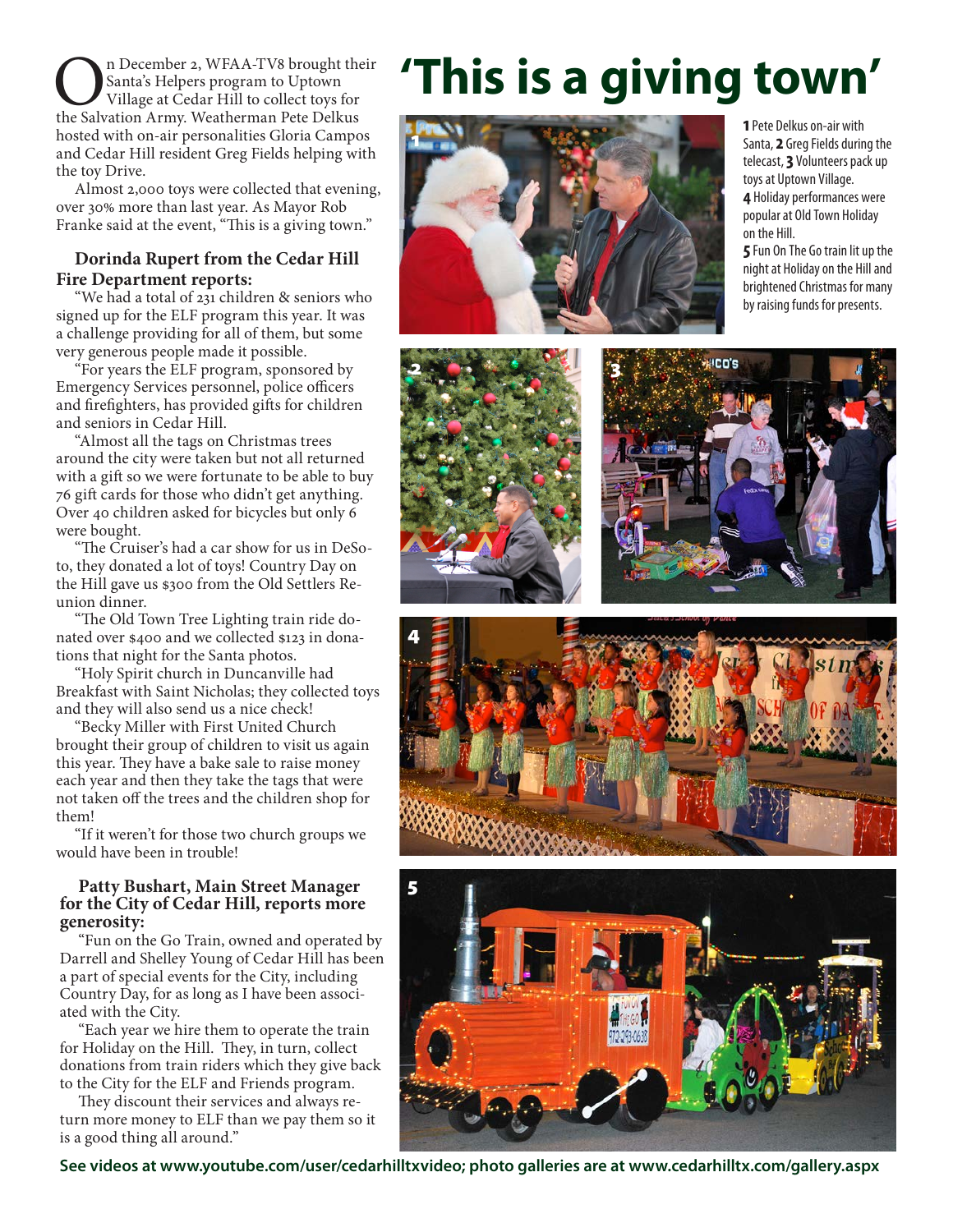# 'This is a giving town'

On December 2, WFAA-TV8 brought their Santa's Helpers program to Uptown Village at Cedar Hill to collect toys for the Salvation Army. Weatherman Pete Delkus hosted with on-air personalities Gloria Campos and Cedar Hill resident Greg Fields helping with the toy Drive.

Almost 2,000 toys were collected that evening, over 30% more than last year. As Mayor Rob Franke said at the event, "This is a giving town."

### Dorinda Rupert from the Cedar Hill Fire Department reports:

"We had a total of 231 children & seniors who signed up for the ELF program this year. It was a challenge providing for all of them, but some very generous people made it possible.

"For years the ELF program, sponsored by Emergency Services personnel, police officers and firefighters, has provided gifts for children and seniors in Cedar Hill.

"Almost all the tags on Christmas trees around the city were taken but not all returned with a gift so we were fortunate to be able to buy 76 gift cards for those who didn't get anything. Over 40 children asked for bicycles but only 6 were bought.

"The Cruiser's had a car show for us in DeSoto, they donated a lot of toys! Country Day on the Hill gave us $300 from the Old Settlers Reunion dinner.

"The Old Town Tree Lighting train ride donated over $400 and we collected $123 in donations that night for the Santa photos.

"Holy Spirit church in Duncanville had Breakfast with Saint Nicholas; they collected toys and they will also send us a nice check!

"Becky Miller with First United Church brought their group of children to visit us again this year. They have a bake sale to raise money each year and then they take the tags that were not taken off the trees and the children shop for them!

"If it weren't for those two church groups we would have been in trouble!

### Patty Bushart, Main Street Manager for the City of Cedar Hill, reports more generosity:

"Fun on the Go Train, owned and operated by Darrell and Shelley Young of Cedar Hill has been a part of special events for the City, including Country Day, for as long as I have been associated with the City.

"Each year we hire them to operate the train for Holiday on the Hill. They, in turn, collect donations from train riders which they give back to the City for the ELF and Friends program.

They discount their services and always return more money to ELF than we pay them so it is a good thing all around."

**1** Pete Delkus on-air with Santa, **2** Greg Fields during the telecast, **3** Volunteers pack up toys at Uptown Village. **4** Holiday performances were popular at Old Town Holiday on the Hill. **5** Fun On The Go train lit up the night at Holiday on the Hill and brightened Christmas for many by raising funds for presents.

**See videos at www.youtube.com/user/cedarhilltxvideo; photo galleries are at www.cedarhilltx.com/gallery.aspx**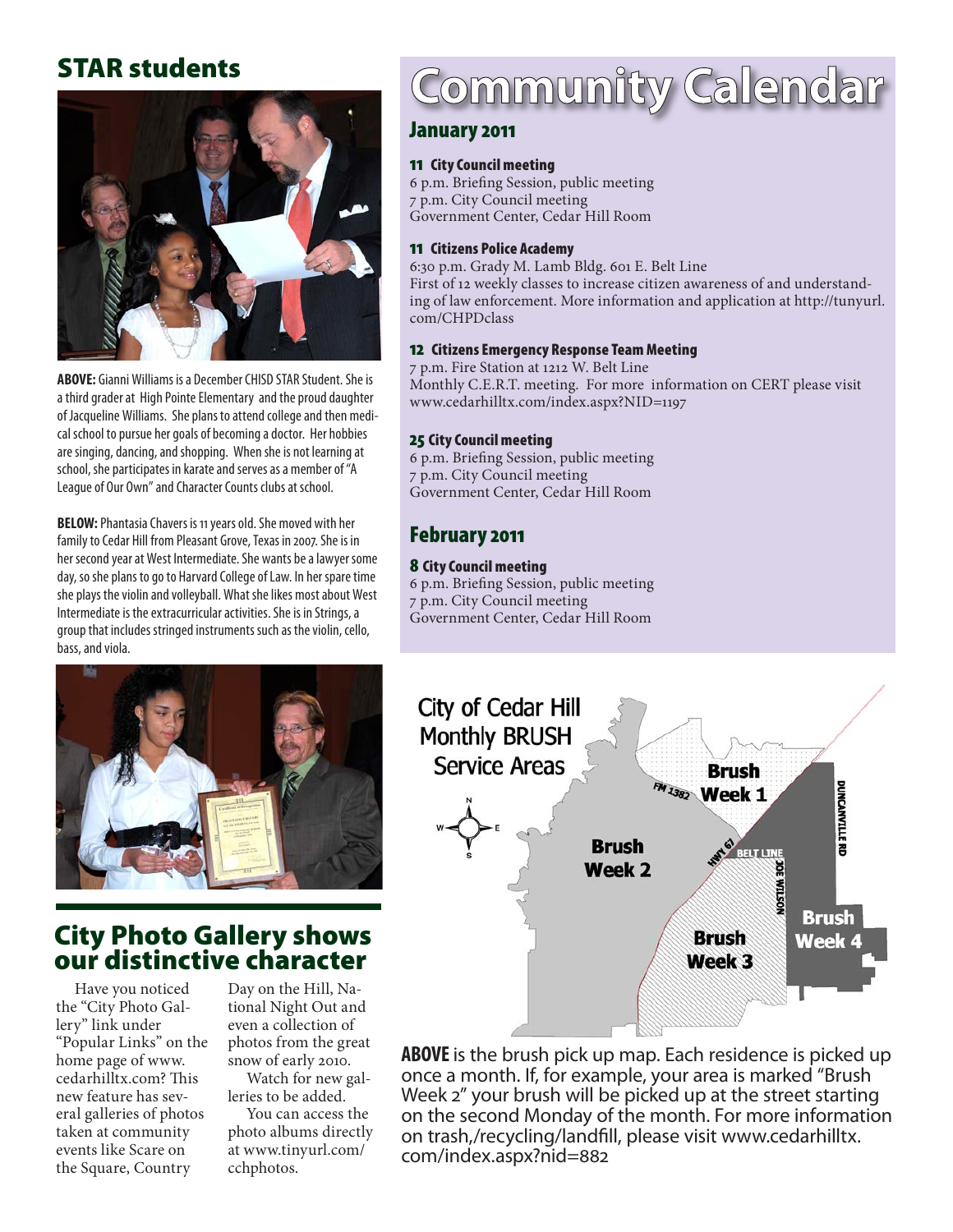## STAR students

**ABOVE:** Gianni Williams is a December CHISD STAR Student. She is a third grader at High Pointe Elementary and the proud daughter of Jacqueline Williams. She plans to attend college and then medical school to pursue her goals of becoming a doctor. Her hobbies are singing, dancing, and shopping. When she is not learning at school, she participates in karate and serves as a member of "A League of Our Own" and Character Counts clubs at school.

**BELOW:** Phantasia Chavers is 11 years old. She moved with her family to Cedar Hill from Pleasant Grove, Texas in 2007. She is in her second year at West Intermediate. She wants be a lawyer some day, so she plans to go to Harvard College of Law. In her spare time she plays the violin and volleyball. What she likes most about West Intermediate is the extracurricular activities. She is in Strings, a group that includes stringed instruments such as the violin, cello, bass, and viola.

## City Photo Gallery shows our distinctive character

Have you noticed the "City Photo Gallery" link under "Popular Links" on the home page of www.cedarhilltx.com? This new feature has several galleries of photos taken at community events like Scare on the Square, Country Day on the Hill, National Night Out and even a collection of photos from the great snow of early 2010.

Watch for new galleries to be added.

You can access the photo albums directly at www.tinyurl.com/cchphotos.

# Community Calendar

## January 2011

**11 City Council meeting**
6 p.m. Briefing Session, public meeting
7 p.m. City Council meeting
Government Center, Cedar Hill Room

**11 Citizens Police Academy**
6:30 p.m. Grady M. Lamb Bldg. 601 E. Belt Line
First of 12 weekly classes to increase citizen awareness of and understanding of law enforcement. More information and application at http://tunyurl.com/CHPDclass

**12 Citizens Emergency Response Team Meeting**
7 p.m. Fire Station at 1212 W. Belt Line
Monthly C.E.R.T. meeting. For more information on CERT please visit www.cedarhilltx.com/index.aspx?NID=1197

**25 City Council meeting**
6 p.m. Briefing Session, public meeting
7 p.m. City Council meeting
Government Center, Cedar Hill Room

## February 2011

**8 City Council meeting**
6 p.m. Briefing Session, public meeting
7 p.m. City Council meeting
Government Center, Cedar Hill Room

City of Cedar Hill Monthly BRUSH Service Areas

Brush Week 1 · Brush Week 2 · Brush Week 3 · Brush Week 4

FM 1382 · HWY 67 · BELT LINE · JOE WILSON · DUNCANVILLE RD

**ABOVE** is the brush pick up map. Each residence is picked up once a month. If, for example, your area is marked "Brush Week 2" your brush will be picked up at the street starting on the second Monday of the month. For more information on trash,/recycling/landfill, please visit www.cedarhilltx.com/index.aspx?nid=882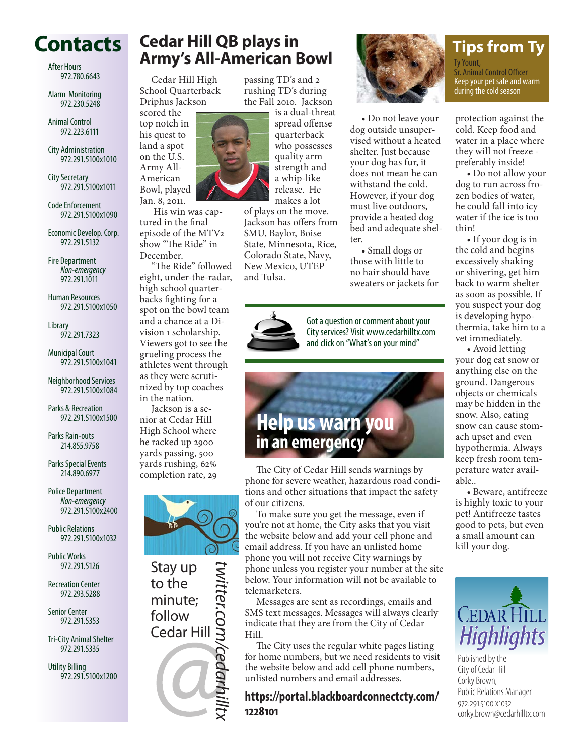# Contacts

After Hours
972.780.6643

Alarm Monitoring
972.230.5248

Animal Control
972.223.6111

City Administration
972.291.5100x1010

City Secretary
972.291.5100x1011

Code Enforcement
972.291.5100x1090

Economic Develop. Corp.
972.291.5132

Fire Department
*Non-emergency*
972.291.1011

Human Resources
972.291.5100x1050

Library
972.291.7323

Municipal Court
972.291.5100x1041

Neighborhood Services
972.291.5100x1084

Parks & Recreation
972.291.5100x1500

Parks Rain-outs
214.855.9758

Parks Special Events
214.890.6977

Police Department
*Non-emergency*
972.291.5100x2400

Public Relations
972.291.5100x1032

Public Works
972.291.5126

Recreation Center
972.293.5288

Senior Center
972.291.5353

Tri-City Animal Shelter
972.291.5335

Utility Billing
972.291.5100x1200

# Cedar Hill QB plays in Army's All-American Bowl

Cedar Hill High School Quarterback Driphus Jackson scored the top notch in his quest to land a spot on the U.S. Army All-American Bowl, played Jan. 8, 2011.

His win was captured in the final episode of the MTV2 show "The Ride" in December.

"The Ride" followed eight, under-the-radar, high school quarterbacks fighting for a spot on the bowl team and a chance at a Division 1 scholarship. Viewers got to see the grueling process the athletes went through as they were scrutinized by top coaches in the nation.

Jackson is a senior at Cedar Hill High School where he racked up 2900 yards passing, 500 yards rushing, 62% completion rate, 29 passing TD's and 2 rushing TD's during the Fall 2010. Jackson is a dual-threat spread offense quarterback who possesses quality arm strength and a whip-like release. He makes a lot of plays on the move. Jackson has offers from SMU, Baylor, Boise State, Minnesota, Rice, Colorado State, Navy, New Mexico, UTEP and Tulsa.

Stay up to the minute; follow Cedar Hill

twitter.com/cedarhilltx

Got a question or comment about your City services? Visit www.cedarhilltx.com and click on "What's on your mind"

## Help us warn you in an emergency

The City of Cedar Hill sends warnings by phone for severe weather, hazardous road conditions and other situations that impact the safety of our citizens.

To make sure you get the message, even if you're not at home, the City asks that you visit the website below and add your cell phone and email address. If you have an unlisted home phone you will not receive City warnings by phone unless you register your number at the site below. Your information will not be available to telemarketers.

Messages are sent as recordings, emails and SMS text messages. Messages will always clearly indicate that they are from the City of Cedar Hill.

The City uses the regular white pages listing for home numbers, but we need residents to visit the website below and add cell phone numbers, unlisted numbers and email addresses.

**https://portal.blackboardconnectcty.com/1228101**

# Tips from Ty

Ty Yount,
Sr. Animal Control Officer
Keep your pet safe and warm during the cold season

- Do not leave your dog outside unsupervised without a heated shelter. Just because your dog has fur, it does not mean he can withstand the cold. However, if your dog must live outdoors, provide a heated dog bed and adequate shelter.
- Small dogs or those with little to no hair should have sweaters or jackets for protection against the cold. Keep food and water in a place where they will not freeze - preferably inside!
- Do not allow your dog to run across frozen bodies of water, he could fall into icy water if the ice is too thin!
- If your dog is in the cold and begins excessively shaking or shivering, get him back to warm shelter as soon as possible. If you suspect your dog is developing hypothermia, take him to a vet immediately.
- Avoid letting your dog eat snow or anything else on the ground. Dangerous objects or chemicals may be hidden in the snow. Also, eating snow can cause stomach upset and even hypothermia. Always keep fresh room temperature water available..
- Beware, antifreeze is highly toxic to your pet! Antifreeze tastes good to pets, but even a small amount can kill your dog.

**Cedar Hill Highlights**

Published by the City of Cedar Hill
Corky Brown,
Public Relations Manager
972.291.5100 x1032
corky.brown@cedarhilltx.com